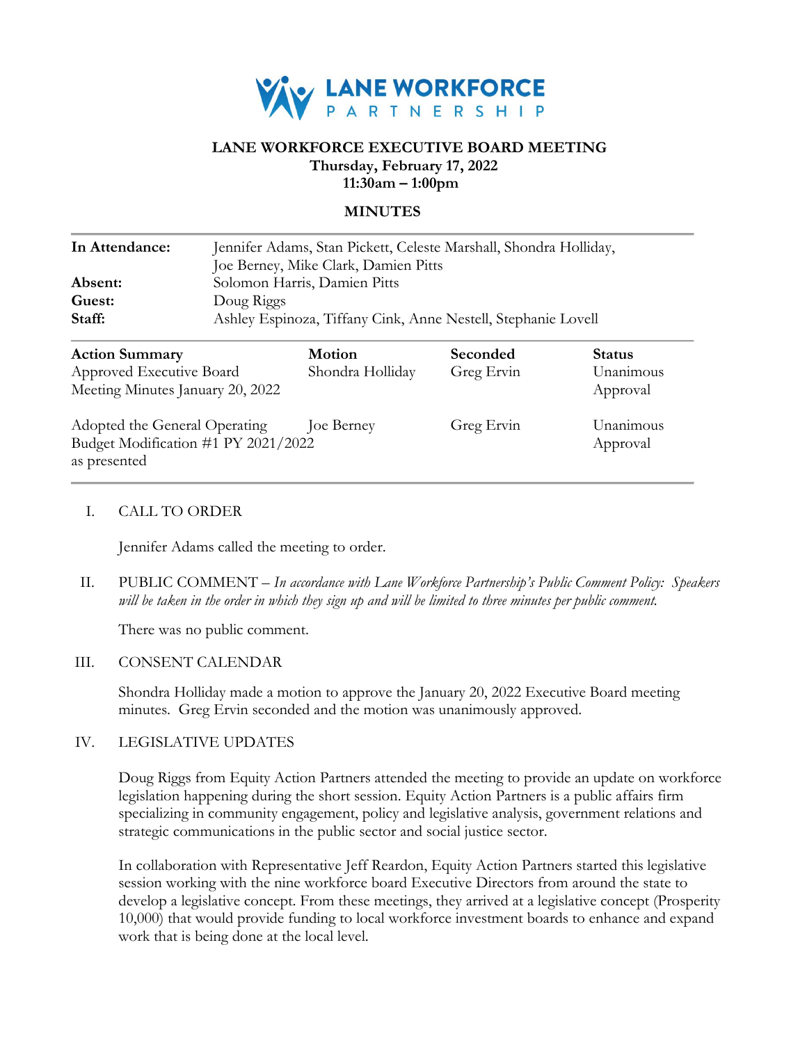LANE WORKFORCE PARTNERSHIP

**LANE WORKFORCE EXECUTIVE BOARD MEETING**
**Thursday, February 17, 2022**
**11:30am – 1:00pm**

**MINUTES**

| | |
|---|---|
| **In Attendance:** | Jennifer Adams, Stan Pickett, Celeste Marshall, Shondra Holliday, Joe Berney, Mike Clark, Damien Pitts |
| **Absent:** | Solomon Harris, Damien Pitts |
| **Guest:** | Doug Riggs |
| **Staff:** | Ashley Espinoza, Tiffany Cink, Anne Nestell, Stephanie Lovell |

| **Action Summary** | **Motion** | **Seconded** | **Status** |
|---|---|---|---|
| Approved Executive Board Meeting Minutes January 20, 2022 | Shondra Holliday | Greg Ervin | Unanimous Approval |
| Adopted the General Operating Budget Modification #1 PY 2021/2022 as presented | Joe Berney | Greg Ervin | Unanimous Approval |

I. CALL TO ORDER

Jennifer Adams called the meeting to order.

II. PUBLIC COMMENT – *In accordance with Lane Workforce Partnership's Public Comment Policy: Speakers will be taken in the order in which they sign up and will be limited to three minutes per public comment.*

There was no public comment.

III. CONSENT CALENDAR

Shondra Holliday made a motion to approve the January 20, 2022 Executive Board meeting minutes. Greg Ervin seconded and the motion was unanimously approved.

IV. LEGISLATIVE UPDATES

Doug Riggs from Equity Action Partners attended the meeting to provide an update on workforce legislation happening during the short session. Equity Action Partners is a public affairs firm specializing in community engagement, policy and legislative analysis, government relations and strategic communications in the public sector and social justice sector.

In collaboration with Representative Jeff Reardon, Equity Action Partners started this legislative session working with the nine workforce board Executive Directors from around the state to develop a legislative concept. From these meetings, they arrived at a legislative concept (Prosperity 10,000) that would provide funding to local workforce investment boards to enhance and expand work that is being done at the local level.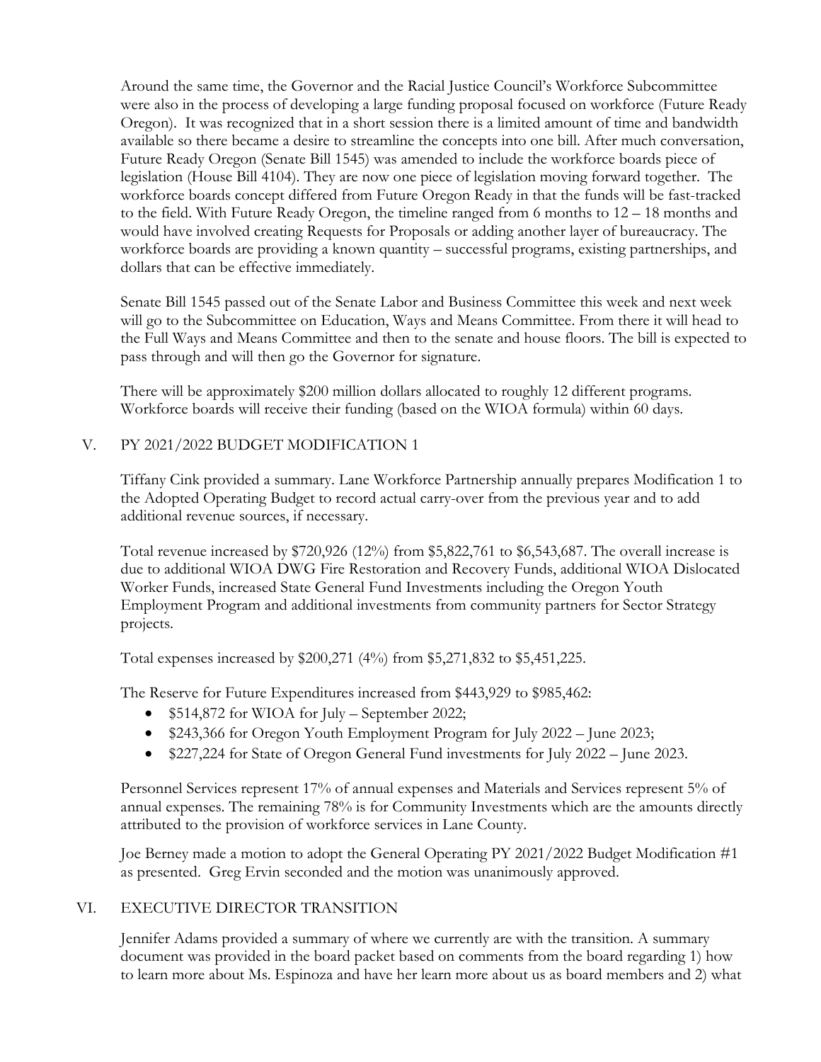Around the same time, the Governor and the Racial Justice Council's Workforce Subcommittee were also in the process of developing a large funding proposal focused on workforce (Future Ready Oregon). It was recognized that in a short session there is a limited amount of time and bandwidth available so there became a desire to streamline the concepts into one bill. After much conversation, Future Ready Oregon (Senate Bill 1545) was amended to include the workforce boards piece of legislation (House Bill 4104). They are now one piece of legislation moving forward together. The workforce boards concept differed from Future Oregon Ready in that the funds will be fast-tracked to the field. With Future Ready Oregon, the timeline ranged from 6 months to 12 – 18 months and would have involved creating Requests for Proposals or adding another layer of bureaucracy. The workforce boards are providing a known quantity – successful programs, existing partnerships, and dollars that can be effective immediately.

Senate Bill 1545 passed out of the Senate Labor and Business Committee this week and next week will go to the Subcommittee on Education, Ways and Means Committee. From there it will head to the Full Ways and Means Committee and then to the senate and house floors. The bill is expected to pass through and will then go the Governor for signature.

There will be approximately $200 million dollars allocated to roughly 12 different programs. Workforce boards will receive their funding (based on the WIOA formula) within 60 days.

## V. PY 2021/2022 BUDGET MODIFICATION 1

Tiffany Cink provided a summary. Lane Workforce Partnership annually prepares Modification 1 to the Adopted Operating Budget to record actual carry-over from the previous year and to add additional revenue sources, if necessary.

Total revenue increased by $720,926 (12%) from $5,822,761 to $6,543,687. The overall increase is due to additional WIOA DWG Fire Restoration and Recovery Funds, additional WIOA Dislocated Worker Funds, increased State General Fund Investments including the Oregon Youth Employment Program and additional investments from community partners for Sector Strategy projects.

Total expenses increased by $200,271 (4%) from $5,271,832 to $5,451,225.

The Reserve for Future Expenditures increased from $443,929 to $985,462:

- $514,872 for WIOA for July – September 2022;
- $243,366 for Oregon Youth Employment Program for July 2022 – June 2023;
- $227,224 for State of Oregon General Fund investments for July 2022 – June 2023.

Personnel Services represent 17% of annual expenses and Materials and Services represent 5% of annual expenses. The remaining 78% is for Community Investments which are the amounts directly attributed to the provision of workforce services in Lane County.

Joe Berney made a motion to adopt the General Operating PY 2021/2022 Budget Modification #1 as presented. Greg Ervin seconded and the motion was unanimously approved.

## VI. EXECUTIVE DIRECTOR TRANSITION

Jennifer Adams provided a summary of where we currently are with the transition. A summary document was provided in the board packet based on comments from the board regarding 1) how to learn more about Ms. Espinoza and have her learn more about us as board members and 2) what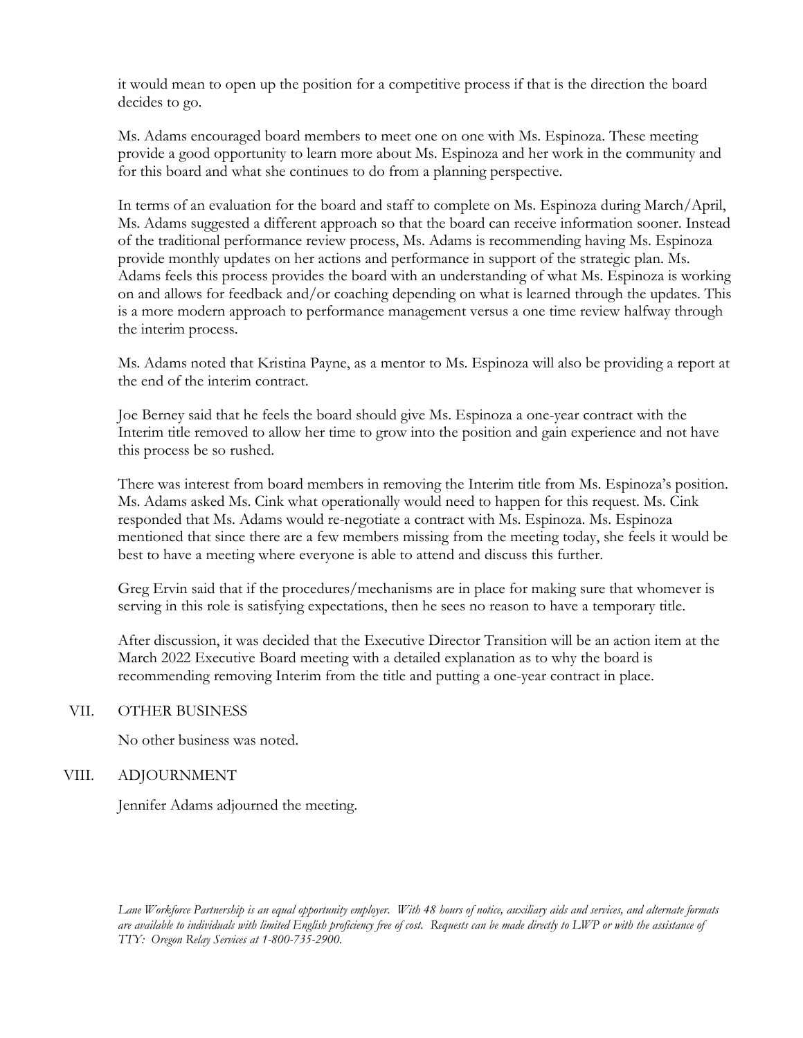it would mean to open up the position for a competitive process if that is the direction the board decides to go.

Ms. Adams encouraged board members to meet one on one with Ms. Espinoza. These meeting provide a good opportunity to learn more about Ms. Espinoza and her work in the community and for this board and what she continues to do from a planning perspective.

In terms of an evaluation for the board and staff to complete on Ms. Espinoza during March/April, Ms. Adams suggested a different approach so that the board can receive information sooner. Instead of the traditional performance review process, Ms. Adams is recommending having Ms. Espinoza provide monthly updates on her actions and performance in support of the strategic plan. Ms. Adams feels this process provides the board with an understanding of what Ms. Espinoza is working on and allows for feedback and/or coaching depending on what is learned through the updates. This is a more modern approach to performance management versus a one time review halfway through the interim process.

Ms. Adams noted that Kristina Payne, as a mentor to Ms. Espinoza will also be providing a report at the end of the interim contract.

Joe Berney said that he feels the board should give Ms. Espinoza a one-year contract with the Interim title removed to allow her time to grow into the position and gain experience and not have this process be so rushed.

There was interest from board members in removing the Interim title from Ms. Espinoza's position. Ms. Adams asked Ms. Cink what operationally would need to happen for this request. Ms. Cink responded that Ms. Adams would re-negotiate a contract with Ms. Espinoza. Ms. Espinoza mentioned that since there are a few members missing from the meeting today, she feels it would be best to have a meeting where everyone is able to attend and discuss this further.

Greg Ervin said that if the procedures/mechanisms are in place for making sure that whomever is serving in this role is satisfying expectations, then he sees no reason to have a temporary title.

After discussion, it was decided that the Executive Director Transition will be an action item at the March 2022 Executive Board meeting with a detailed explanation as to why the board is recommending removing Interim from the title and putting a one-year contract in place.

## VII. OTHER BUSINESS

No other business was noted.

## VIII. ADJOURNMENT

Jennifer Adams adjourned the meeting.

*Lane Workforce Partnership is an equal opportunity employer. With 48 hours of notice, auxiliary aids and services, and alternate formats are available to individuals with limited English proficiency free of cost. Requests can be made directly to LWP or with the assistance of TTY: Oregon Relay Services at 1-800-735-2900.*